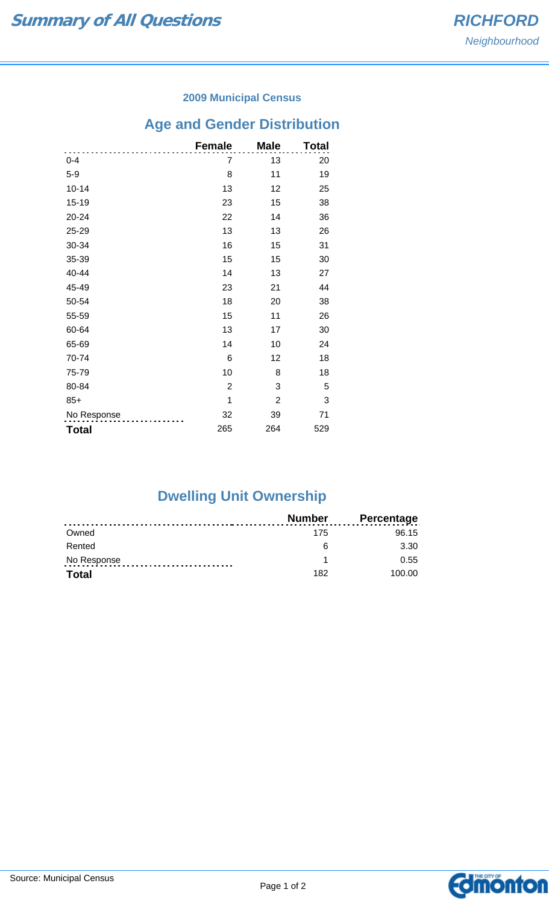# Summary of All Questions

**RICHFORD**
*Neighbourhood*

### 2009 Municipal Census

## Age and Gender Distribution

| | Female | Male | Total |
|---|---|---|---|
| 0-4 | 7 | 13 | 20 |
| 5-9 | 8 | 11 | 19 |
| 10-14 | 13 | 12 | 25 |
| 15-19 | 23 | 15 | 38 |
| 20-24 | 22 | 14 | 36 |
| 25-29 | 13 | 13 | 26 |
| 30-34 | 16 | 15 | 31 |
| 35-39 | 15 | 15 | 30 |
| 40-44 | 14 | 13 | 27 |
| 45-49 | 23 | 21 | 44 |
| 50-54 | 18 | 20 | 38 |
| 55-59 | 15 | 11 | 26 |
| 60-64 | 13 | 17 | 30 |
| 65-69 | 14 | 10 | 24 |
| 70-74 | 6 | 12 | 18 |
| 75-79 | 10 | 8 | 18 |
| 80-84 | 2 | 3 | 5 |
| 85+ | 1 | 2 | 3 |
| No Response | 32 | 39 | 71 |
| **Total** | 265 | 264 | 529 |

## Dwelling Unit Ownership

| | Number | Percentage |
|---|---|---|
| Owned | 175 | 96.15 |
| Rented | 6 | 3.30 |
| No Response | 1 | 0.55 |
| **Total** | 182 | 100.00 |

Source: Municipal Census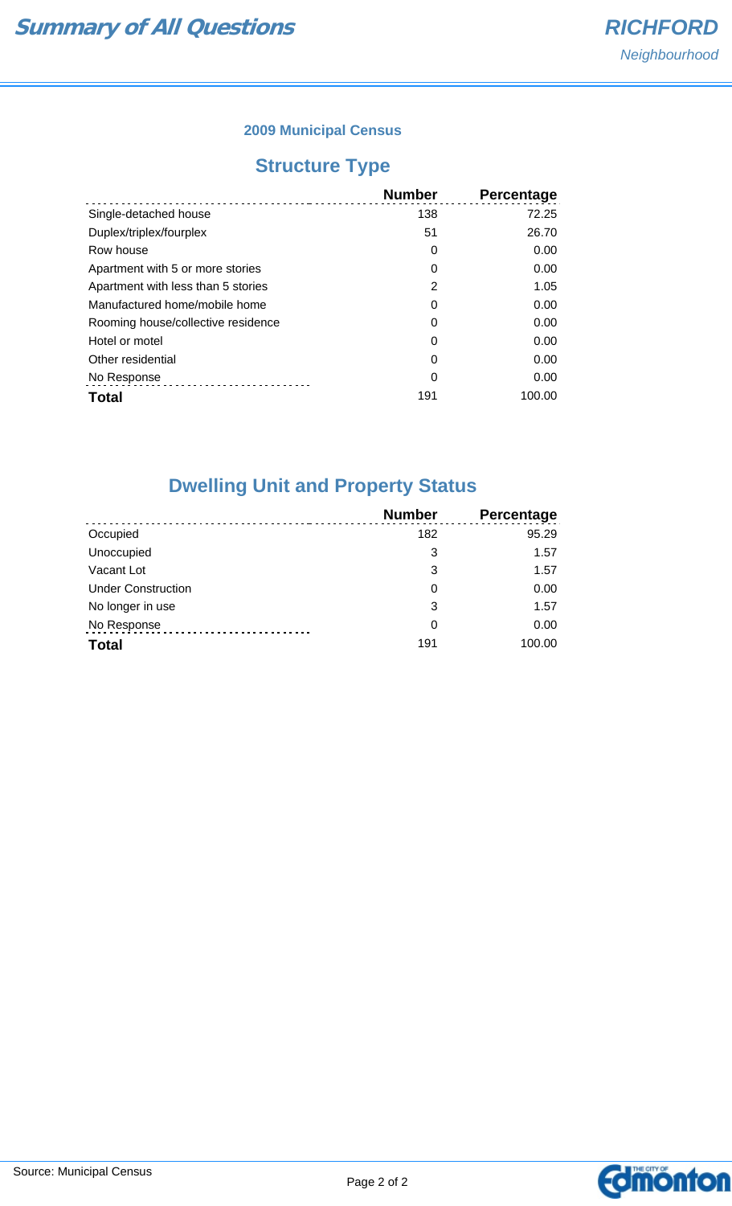2009 Municipal Census

## Structure Type

| | Number | Percentage |
|---|---|---|
| Single-detached house | 138 | 72.25 |
| Duplex/triplex/fourplex | 51 | 26.70 |
| Row house | 0 | 0.00 |
| Apartment with 5 or more stories | 0 | 0.00 |
| Apartment with less than 5 stories | 2 | 1.05 |
| Manufactured home/mobile home | 0 | 0.00 |
| Rooming house/collective residence | 0 | 0.00 |
| Hotel or motel | 0 | 0.00 |
| Other residential | 0 | 0.00 |
| No Response | 0 | 0.00 |
| **Total** | 191 | 100.00 |

## Dwelling Unit and Property Status

| | Number | Percentage |
|---|---|---|
| Occupied | 182 | 95.29 |
| Unoccupied | 3 | 1.57 |
| Vacant Lot | 3 | 1.57 |
| Under Construction | 0 | 0.00 |
| No longer in use | 3 | 1.57 |
| No Response | 0 | 0.00 |
| **Total** | 191 | 100.00 |

Source: Municipal Census